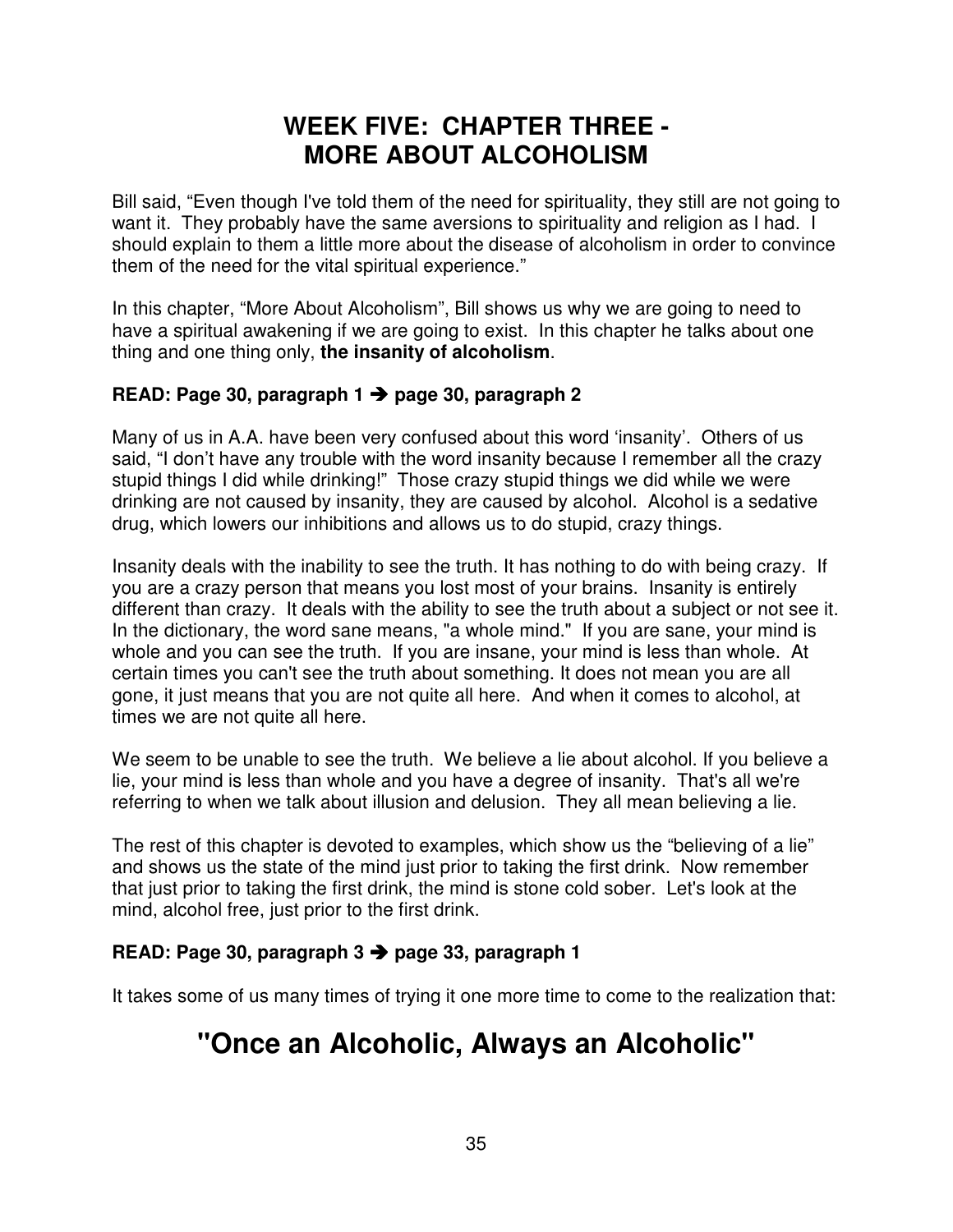# WEEK FIVE: CHAPTER THREE - MORE ABOUT ALCOHOLISM

Bill said, "Even though I've told them of the need for spirituality, they still are not going to want it. They probably have the same aversions to spirituality and religion as I had. I should explain to them a little more about the disease of alcoholism in order to convince them of the need for the vital spiritual experience."

In this chapter, "More About Alcoholism", Bill shows us why we are going to need to have a spiritual awakening if we are going to exist. In this chapter he talks about one thing and one thing only, **the insanity of alcoholism**.

**READ: Page 30, paragraph 1 ➔ page 30, paragraph 2**

Many of us in A.A. have been very confused about this word 'insanity'. Others of us said, "I don't have any trouble with the word insanity because I remember all the crazy stupid things I did while drinking!" Those crazy stupid things we did while we were drinking are not caused by insanity, they are caused by alcohol. Alcohol is a sedative drug, which lowers our inhibitions and allows us to do stupid, crazy things.

Insanity deals with the inability to see the truth. It has nothing to do with being crazy. If you are a crazy person that means you lost most of your brains. Insanity is entirely different than crazy. It deals with the ability to see the truth about a subject or not see it. In the dictionary, the word sane means, "a whole mind." If you are sane, your mind is whole and you can see the truth. If you are insane, your mind is less than whole. At certain times you can't see the truth about something. It does not mean you are all gone, it just means that you are not quite all here. And when it comes to alcohol, at times we are not quite all here.

We seem to be unable to see the truth. We believe a lie about alcohol. If you believe a lie, your mind is less than whole and you have a degree of insanity. That's all we're referring to when we talk about illusion and delusion. They all mean believing a lie.

The rest of this chapter is devoted to examples, which show us the "believing of a lie" and shows us the state of the mind just prior to taking the first drink. Now remember that just prior to taking the first drink, the mind is stone cold sober. Let's look at the mind, alcohol free, just prior to the first drink.

**READ: Page 30, paragraph 3 ➔ page 33, paragraph 1**

It takes some of us many times of trying it one more time to come to the realization that:

## "Once an Alcoholic, Always an Alcoholic"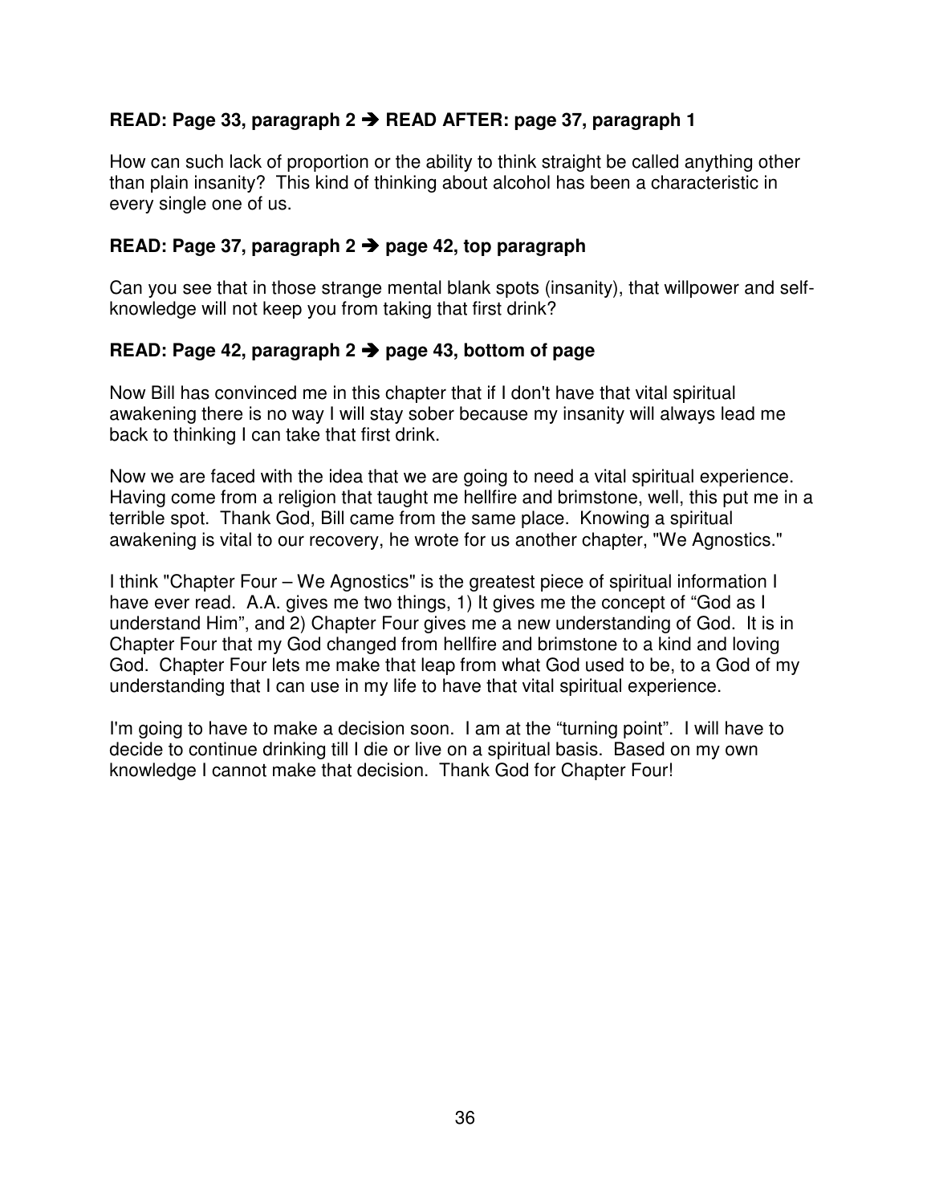**READ: Page 33, paragraph 2 ➔ READ AFTER: page 37, paragraph 1**

How can such lack of proportion or the ability to think straight be called anything other than plain insanity? This kind of thinking about alcohol has been a characteristic in every single one of us.

**READ: Page 37, paragraph 2 ➔ page 42, top paragraph**

Can you see that in those strange mental blank spots (insanity), that willpower and self-knowledge will not keep you from taking that first drink?

**READ: Page 42, paragraph 2 ➔ page 43, bottom of page**

Now Bill has convinced me in this chapter that if I don't have that vital spiritual awakening there is no way I will stay sober because my insanity will always lead me back to thinking I can take that first drink.

Now we are faced with the idea that we are going to need a vital spiritual experience. Having come from a religion that taught me hellfire and brimstone, well, this put me in a terrible spot. Thank God, Bill came from the same place. Knowing a spiritual awakening is vital to our recovery, he wrote for us another chapter, "We Agnostics."

I think "Chapter Four – We Agnostics" is the greatest piece of spiritual information I have ever read. A.A. gives me two things, 1) It gives me the concept of "God as I understand Him", and 2) Chapter Four gives me a new understanding of God. It is in Chapter Four that my God changed from hellfire and brimstone to a kind and loving God. Chapter Four lets me make that leap from what God used to be, to a God of my understanding that I can use in my life to have that vital spiritual experience.

I'm going to have to make a decision soon. I am at the "turning point". I will have to decide to continue drinking till I die or live on a spiritual basis. Based on my own knowledge I cannot make that decision. Thank God for Chapter Four!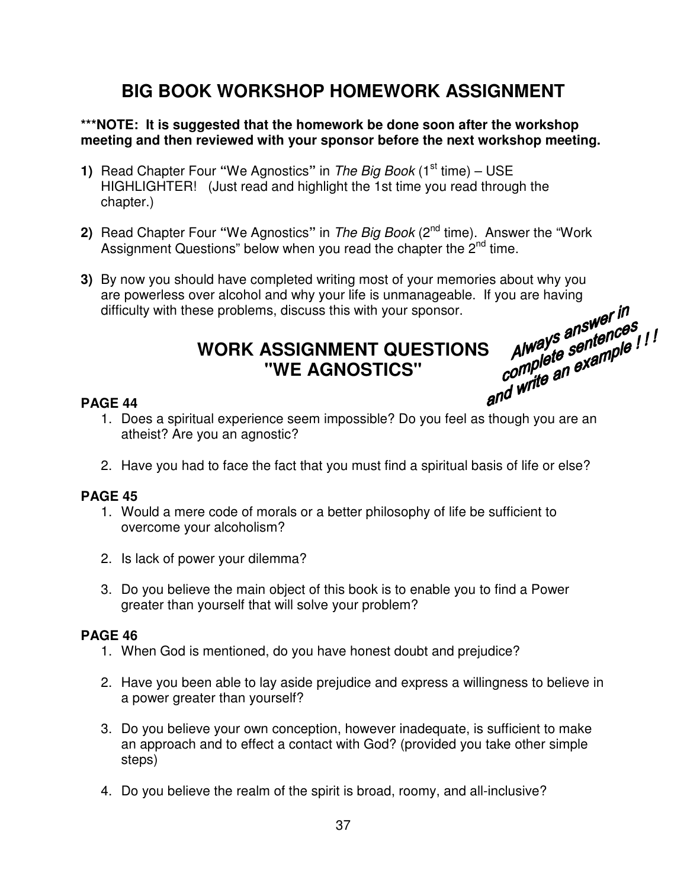# BIG BOOK WORKSHOP HOMEWORK ASSIGNMENT

**\*\*\*NOTE: It is suggested that the homework be done soon after the workshop meeting and then reviewed with your sponsor before the next workshop meeting.**

**1)** Read Chapter Four **"**We Agnostics**"** in *The Big Book* (1st time) – USE HIGHLIGHTER! (Just read and highlight the 1st time you read through the chapter.)

**2)** Read Chapter Four **"**We Agnostics**"** in *The Big Book* (2nd time). Answer the "Work Assignment Questions" below when you read the chapter the 2nd time.

**3)** By now you should have completed writing most of your memories about why you are powerless over alcohol and why your life is unmanageable. If you are having difficulty with these problems, discuss this with your sponsor.

## WORK ASSIGNMENT QUESTIONS "WE AGNOSTICS"

***Always answer in complete sentences and write an example ! ! !***

**PAGE 44**

1. Does a spiritual experience seem impossible? Do you feel as though you are an atheist? Are you an agnostic?

2. Have you had to face the fact that you must find a spiritual basis of life or else?

**PAGE 45**

1. Would a mere code of morals or a better philosophy of life be sufficient to overcome your alcoholism?

2. Is lack of power your dilemma?

3. Do you believe the main object of this book is to enable you to find a Power greater than yourself that will solve your problem?

**PAGE 46**

1. When God is mentioned, do you have honest doubt and prejudice?

2. Have you been able to lay aside prejudice and express a willingness to believe in a power greater than yourself?

3. Do you believe your own conception, however inadequate, is sufficient to make an approach and to effect a contact with God? (provided you take other simple steps)

4. Do you believe the realm of the spirit is broad, roomy, and all-inclusive?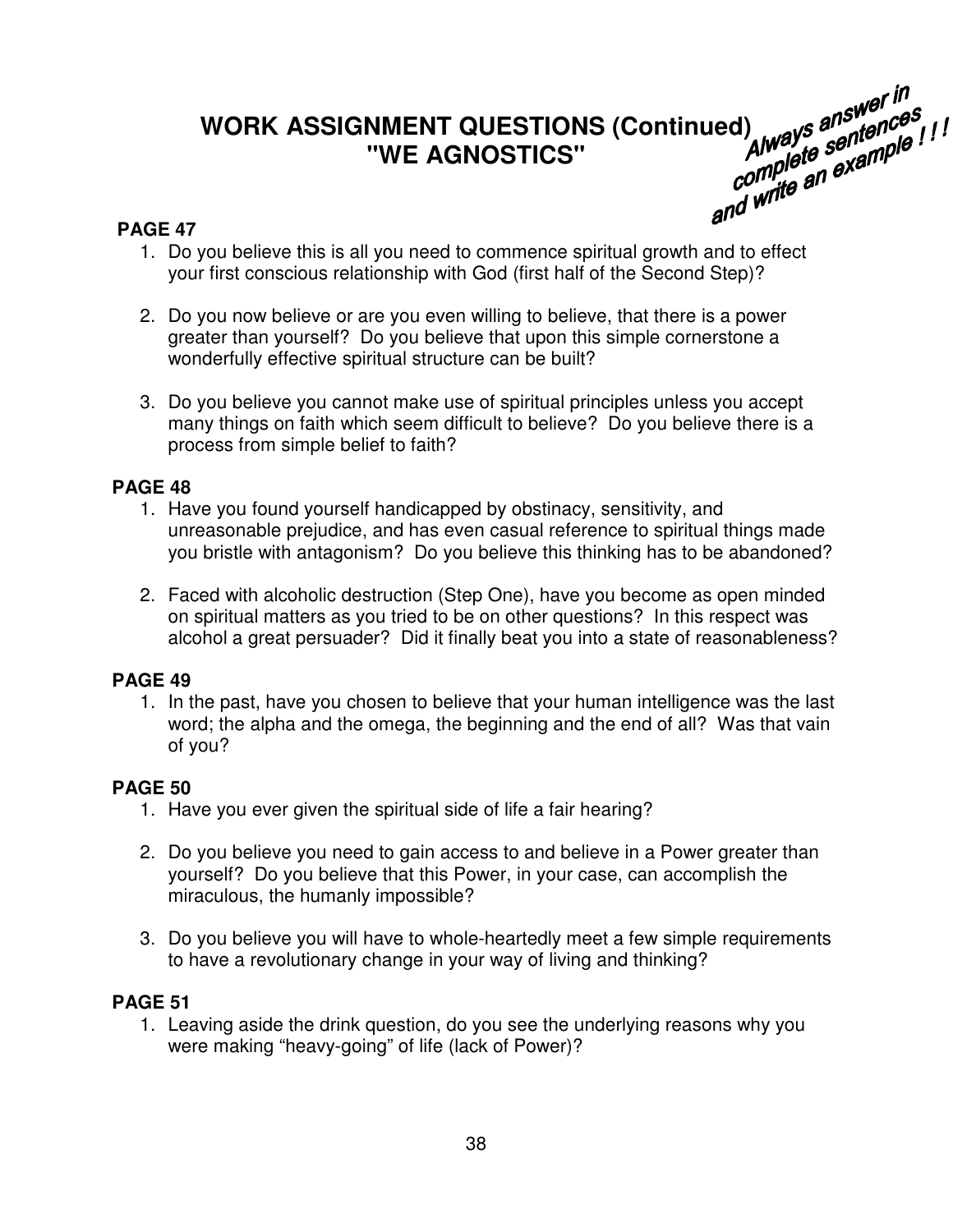# WORK ASSIGNMENT QUESTIONS (Continued) "WE AGNOSTICS"

*Always answer in complete sentences and write an example ! ! !*

### PAGE 47

1. Do you believe this is all you need to commence spiritual growth and to effect your first conscious relationship with God (first half of the Second Step)?

2. Do you now believe or are you even willing to believe, that there is a power greater than yourself? Do you believe that upon this simple cornerstone a wonderfully effective spiritual structure can be built?

3. Do you believe you cannot make use of spiritual principles unless you accept many things on faith which seem difficult to believe? Do you believe there is a process from simple belief to faith?

### PAGE 48

1. Have you found yourself handicapped by obstinacy, sensitivity, and unreasonable prejudice, and has even casual reference to spiritual things made you bristle with antagonism? Do you believe this thinking has to be abandoned?

2. Faced with alcoholic destruction (Step One), have you become as open minded on spiritual matters as you tried to be on other questions? In this respect was alcohol a great persuader? Did it finally beat you into a state of reasonableness?

### PAGE 49

1. In the past, have you chosen to believe that your human intelligence was the last word; the alpha and the omega, the beginning and the end of all? Was that vain of you?

### PAGE 50

1. Have you ever given the spiritual side of life a fair hearing?

2. Do you believe you need to gain access to and believe in a Power greater than yourself? Do you believe that this Power, in your case, can accomplish the miraculous, the humanly impossible?

3. Do you believe you will have to whole-heartedly meet a few simple requirements to have a revolutionary change in your way of living and thinking?

### PAGE 51

1. Leaving aside the drink question, do you see the underlying reasons why you were making "heavy-going" of life (lack of Power)?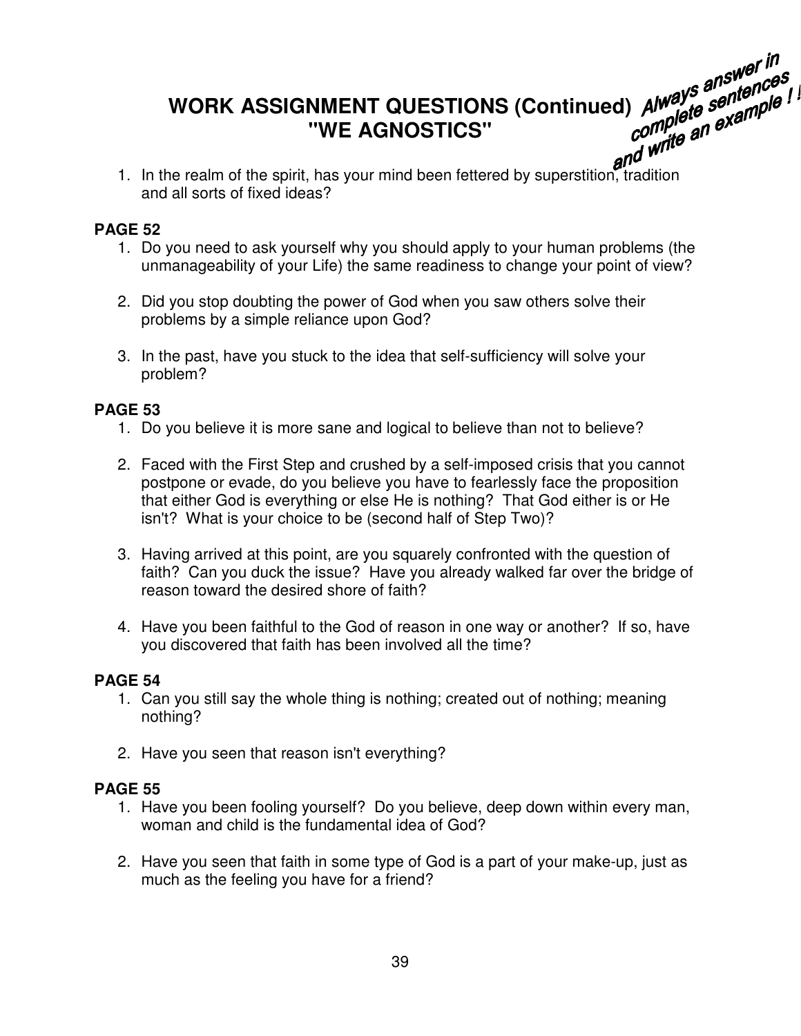# WORK ASSIGNMENT QUESTIONS (Continued) "WE AGNOSTICS"

*Always answer in complete sentences and write an example ! !*

1. In the realm of the spirit, has your mind been fettered by superstition, tradition and all sorts of fixed ideas?

**PAGE 52**

1. Do you need to ask yourself why you should apply to your human problems (the unmanageability of your Life) the same readiness to change your point of view?

2. Did you stop doubting the power of God when you saw others solve their problems by a simple reliance upon God?

3. In the past, have you stuck to the idea that self-sufficiency will solve your problem?

**PAGE 53**

1. Do you believe it is more sane and logical to believe than not to believe?

2. Faced with the First Step and crushed by a self-imposed crisis that you cannot postpone or evade, do you believe you have to fearlessly face the proposition that either God is everything or else He is nothing? That God either is or He isn't? What is your choice to be (second half of Step Two)?

3. Having arrived at this point, are you squarely confronted with the question of faith? Can you duck the issue? Have you already walked far over the bridge of reason toward the desired shore of faith?

4. Have you been faithful to the God of reason in one way or another? If so, have you discovered that faith has been involved all the time?

**PAGE 54**

1. Can you still say the whole thing is nothing; created out of nothing; meaning nothing?

2. Have you seen that reason isn't everything?

**PAGE 55**

1. Have you been fooling yourself? Do you believe, deep down within every man, woman and child is the fundamental idea of God?

2. Have you seen that faith in some type of God is a part of your make-up, just as much as the feeling you have for a friend?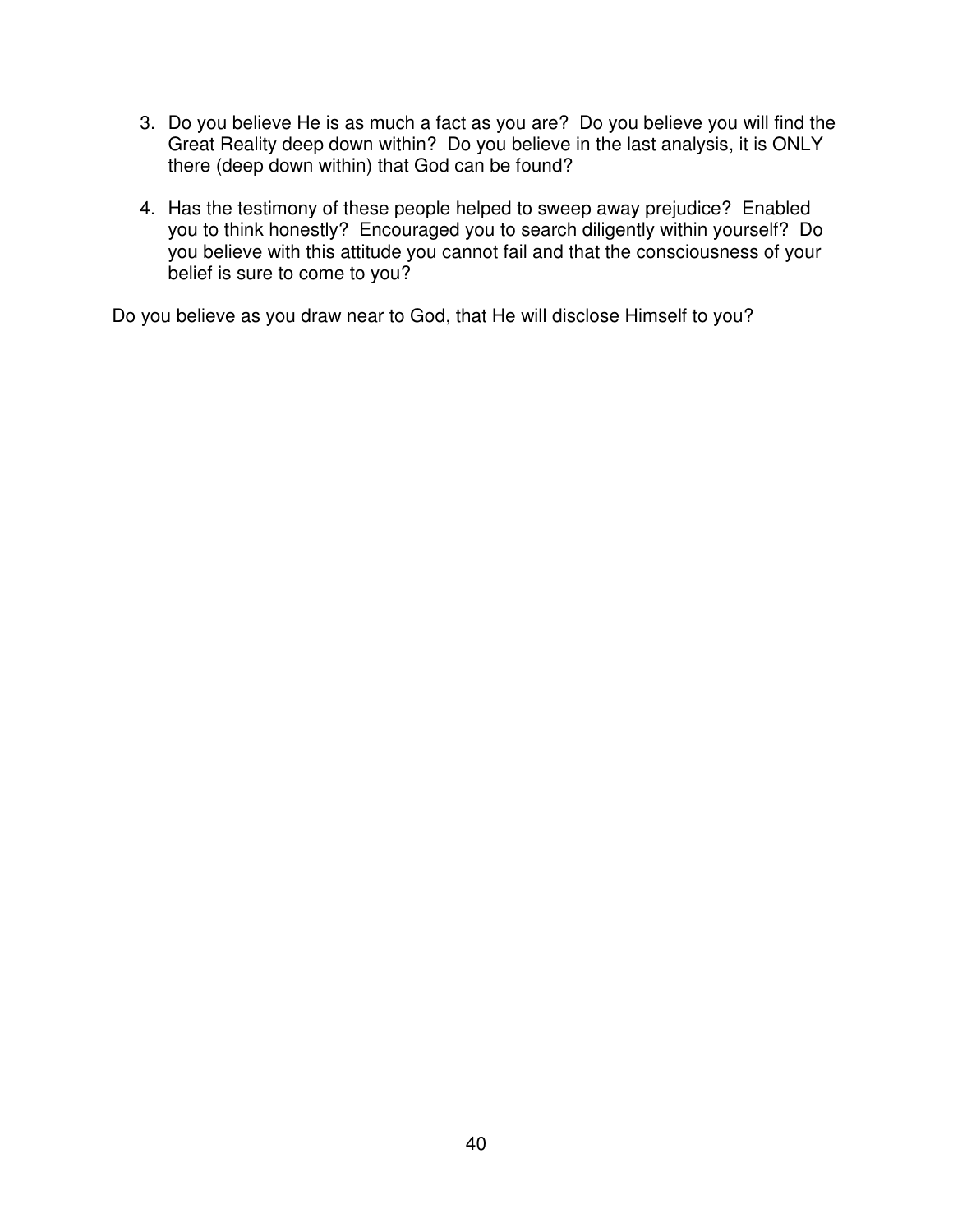3. Do you believe He is as much a fact as you are? Do you believe you will find the Great Reality deep down within? Do you believe in the last analysis, it is ONLY there (deep down within) that God can be found?

4. Has the testimony of these people helped to sweep away prejudice? Enabled you to think honestly? Encouraged you to search diligently within yourself? Do you believe with this attitude you cannot fail and that the consciousness of your belief is sure to come to you?

Do you believe as you draw near to God, that He will disclose Himself to you?